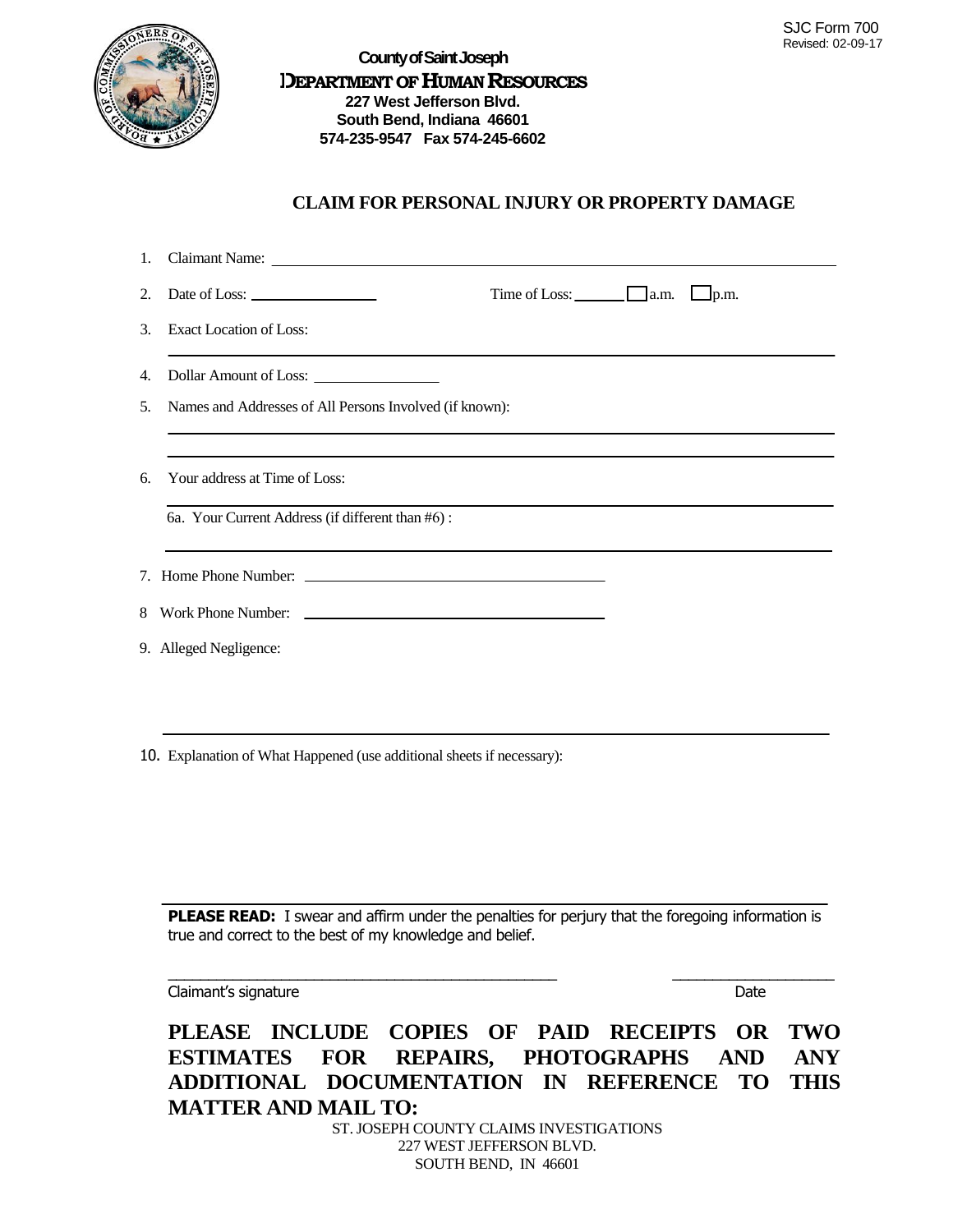SJC Form 700
Revised: 02-09-17

**County of Saint Joseph**
**DEPARTMENT OF HUMAN RESOURCES**
**227 West Jefferson Blvd.**
**South Bend, Indiana 46601**
**574-235-9547 Fax 574-245-6602**

# CLAIM FOR PERSONAL INJURY OR PROPERTY DAMAGE

1. Claimant Name: ______________________________

2. Date of Loss: ______________ Time of Loss: ______ ☐ a.m. ☐ p.m.

3. Exact Location of Loss:
______________________________

4. Dollar Amount of Loss: ______________

5. Names and Addresses of All Persons Involved (if known):
______________________________
______________________________

6. Your address at Time of Loss:
______________________________

   6a. Your Current Address (if different than #6) :
______________________________

7. Home Phone Number: ______________________________

8 Work Phone Number: ______________________________

9. Alleged Negligence:

______________________________

10. Explanation of What Happened (use additional sheets if necessary):

______________________________

**PLEASE READ:** I swear and affirm under the penalties for perjury that the foregoing information is true and correct to the best of my knowledge and belief.

______________________________ ______________
Claimant's signature Date

**PLEASE INCLUDE COPIES OF PAID RECEIPTS OR TWO ESTIMATES FOR REPAIRS, PHOTOGRAPHS AND ANY ADDITIONAL DOCUMENTATION IN REFERENCE TO THIS MATTER AND MAIL TO:**

ST. JOSEPH COUNTY CLAIMS INVESTIGATIONS
227 WEST JEFFERSON BLVD.
SOUTH BEND, IN 46601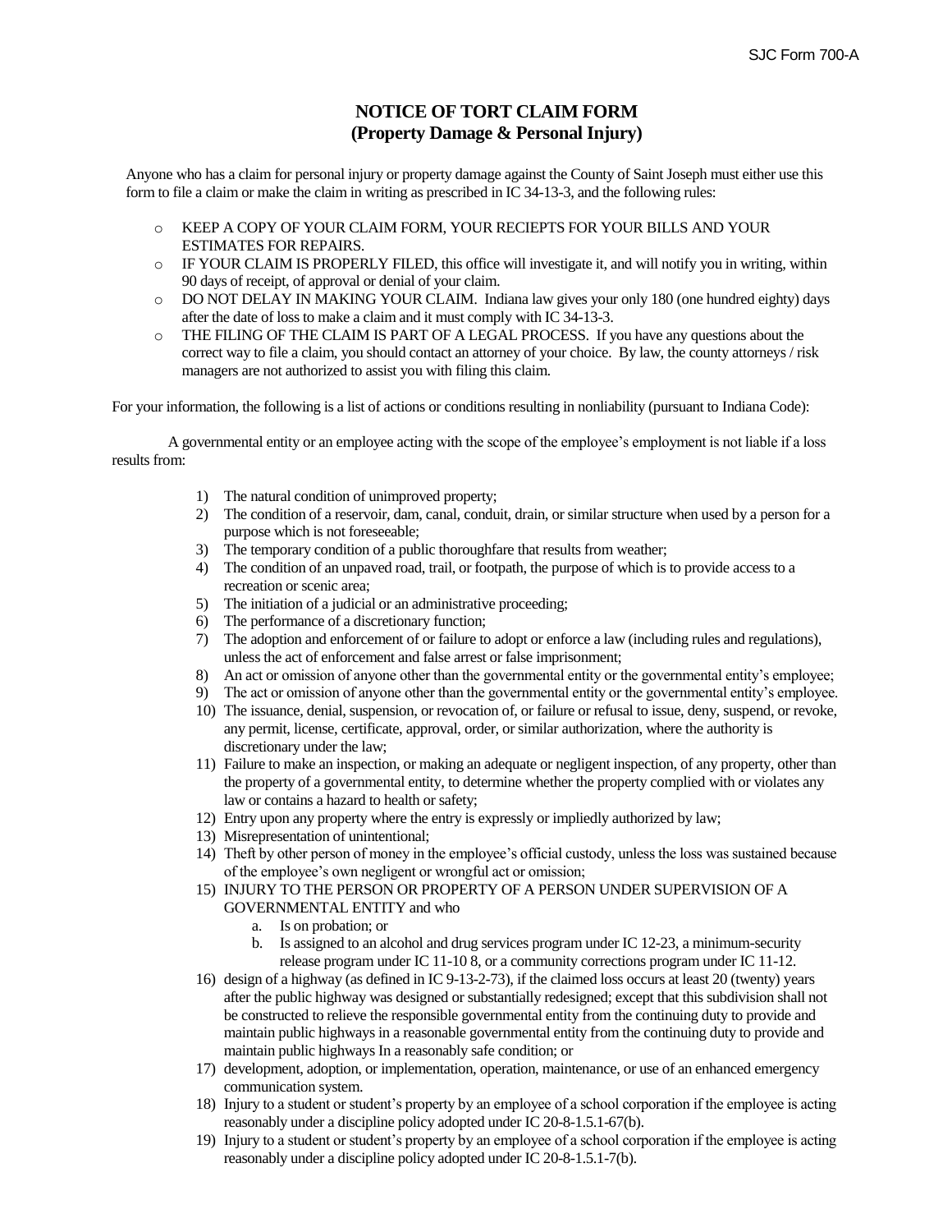SJC Form 700-A

# NOTICE OF TORT CLAIM FORM
## (Property Damage & Personal Injury)

Anyone who has a claim for personal injury or property damage against the County of Saint Joseph must either use this form to file a claim or make the claim in writing as prescribed in IC 34-13-3, and the following rules:

- KEEP A COPY OF YOUR CLAIM FORM, YOUR RECIEPTS FOR YOUR BILLS AND YOUR ESTIMATES FOR REPAIRS.
- IF YOUR CLAIM IS PROPERLY FILED, this office will investigate it, and will notify you in writing, within 90 days of receipt, of approval or denial of your claim.
- DO NOT DELAY IN MAKING YOUR CLAIM. Indiana law gives your only 180 (one hundred eighty) days after the date of loss to make a claim and it must comply with IC 34-13-3.
- THE FILING OF THE CLAIM IS PART OF A LEGAL PROCESS. If you have any questions about the correct way to file a claim, you should contact an attorney of your choice. By law, the county attorneys / risk managers are not authorized to assist you with filing this claim.

For your information, the following is a list of actions or conditions resulting in nonliability (pursuant to Indiana Code):

A governmental entity or an employee acting with the scope of the employee's employment is not liable if a loss results from:

1) The natural condition of unimproved property;
2) The condition of a reservoir, dam, canal, conduit, drain, or similar structure when used by a person for a purpose which is not foreseeable;
3) The temporary condition of a public thoroughfare that results from weather;
4) The condition of an unpaved road, trail, or footpath, the purpose of which is to provide access to a recreation or scenic area;
5) The initiation of a judicial or an administrative proceeding;
6) The performance of a discretionary function;
7) The adoption and enforcement of or failure to adopt or enforce a law (including rules and regulations), unless the act of enforcement and false arrest or false imprisonment;
8) An act or omission of anyone other than the governmental entity or the governmental entity's employee;
9) The act or omission of anyone other than the governmental entity or the governmental entity's employee.
10) The issuance, denial, suspension, or revocation of, or failure or refusal to issue, deny, suspend, or revoke, any permit, license, certificate, approval, order, or similar authorization, where the authority is discretionary under the law;
11) Failure to make an inspection, or making an adequate or negligent inspection, of any property, other than the property of a governmental entity, to determine whether the property complied with or violates any law or contains a hazard to health or safety;
12) Entry upon any property where the entry is expressly or impliedly authorized by law;
13) Misrepresentation of unintentional;
14) Theft by other person of money in the employee's official custody, unless the loss was sustained because of the employee's own negligent or wrongful act or omission;
15) INJURY TO THE PERSON OR PROPERTY OF A PERSON UNDER SUPERVISION OF A GOVERNMENTAL ENTITY and who
    a. Is on probation; or
    b. Is assigned to an alcohol and drug services program under IC 12-23, a minimum-security release program under IC 11-10 8, or a community corrections program under IC 11-12.
16) design of a highway (as defined in IC 9-13-2-73), if the claimed loss occurs at least 20 (twenty) years after the public highway was designed or substantially redesigned; except that this subdivision shall not be constructed to relieve the responsible governmental entity from the continuing duty to provide and maintain public highways in a reasonable governmental entity from the continuing duty to provide and maintain public highways In a reasonably safe condition; or
17) development, adoption, or implementation, operation, maintenance, or use of an enhanced emergency communication system.
18) Injury to a student or student's property by an employee of a school corporation if the employee is acting reasonably under a discipline policy adopted under IC 20-8-1.5.1-67(b).
19) Injury to a student or student's property by an employee of a school corporation if the employee is acting reasonably under a discipline policy adopted under IC 20-8-1.5.1-7(b).